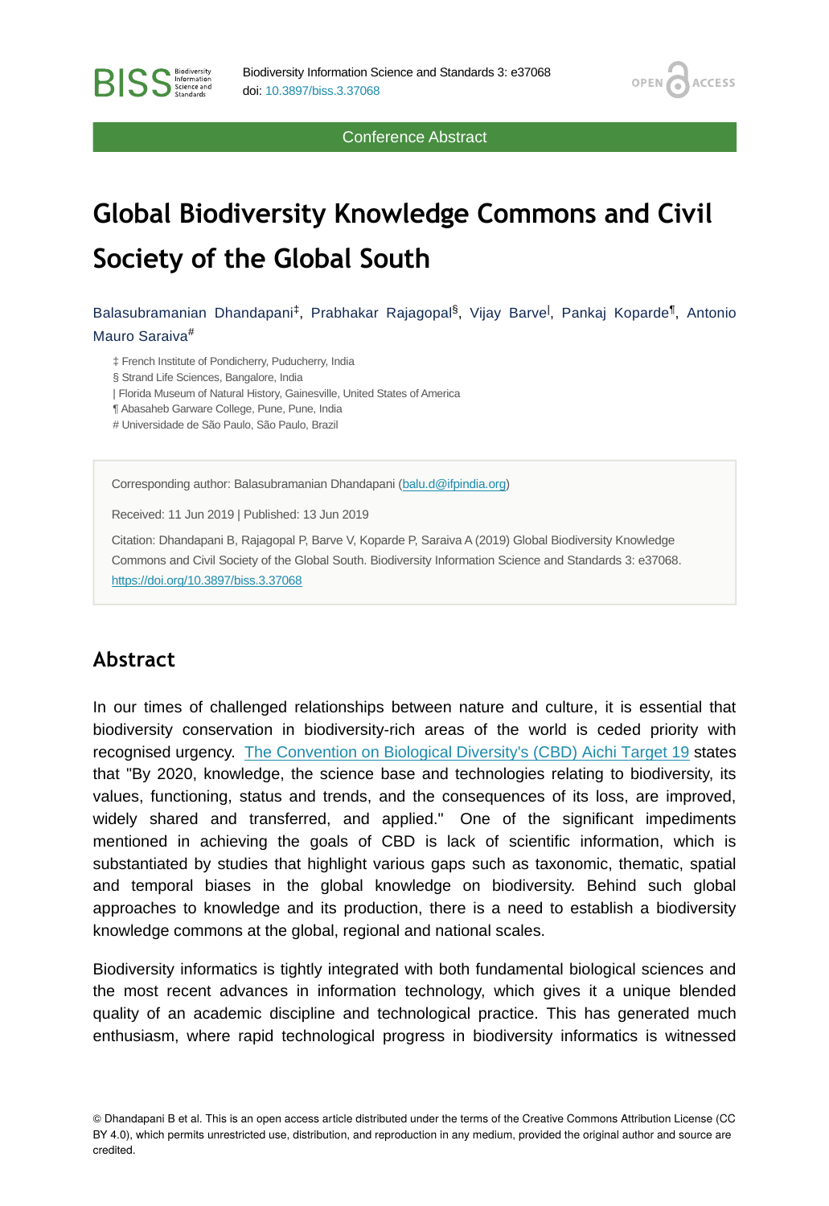Conference Abstract

# Global Biodiversity Knowledge Commons and Civil Society of the Global South

Balasubramanian Dhandapani[‡], Prabhakar Rajagopal[§], Vijay Barve[|], Pankaj Koparde[¶], Antonio Mauro Saraiva[#]

‡ French Institute of Pondicherry, Puducherry, India
§ Strand Life Sciences, Bangalore, India
| Florida Museum of Natural History, Gainesville, United States of America
¶ Abasaheb Garware College, Pune, Pune, India
# Universidade de São Paulo, São Paulo, Brazil

Corresponding author: Balasubramanian Dhandapani (balu.d@ifpindia.org)

Received: 11 Jun 2019 | Published: 13 Jun 2019

Citation: Dhandapani B, Rajagopal P, Barve V, Koparde P, Saraiva A (2019) Global Biodiversity Knowledge Commons and Civil Society of the Global South. Biodiversity Information Science and Standards 3: e37068. https://doi.org/10.3897/biss.3.37068

## Abstract

In our times of challenged relationships between nature and culture, it is essential that biodiversity conservation in biodiversity-rich areas of the world is ceded priority with recognised urgency. The Convention on Biological Diversity's (CBD) Aichi Target 19 states that "By 2020, knowledge, the science base and technologies relating to biodiversity, its values, functioning, status and trends, and the consequences of its loss, are improved, widely shared and transferred, and applied." One of the significant impediments mentioned in achieving the goals of CBD is lack of scientific information, which is substantiated by studies that highlight various gaps such as taxonomic, thematic, spatial and temporal biases in the global knowledge on biodiversity. Behind such global approaches to knowledge and its production, there is a need to establish a biodiversity knowledge commons at the global, regional and national scales.

Biodiversity informatics is tightly integrated with both fundamental biological sciences and the most recent advances in information technology, which gives it a unique blended quality of an academic discipline and technological practice. This has generated much enthusiasm, where rapid technological progress in biodiversity informatics is witnessed

© Dhandapani B et al. This is an open access article distributed under the terms of the Creative Commons Attribution License (CC BY 4.0), which permits unrestricted use, distribution, and reproduction in any medium, provided the original author and source are credited.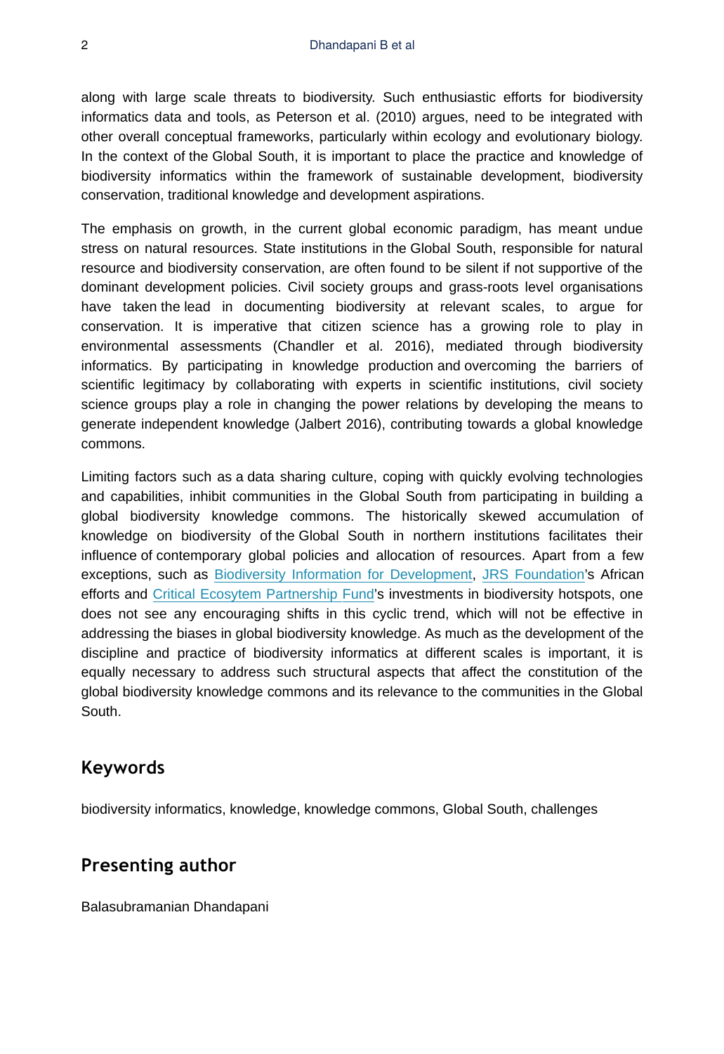along with large scale threats to biodiversity. Such enthusiastic efforts for biodiversity informatics data and tools, as Peterson et al. (2010) argues, need to be integrated with other overall conceptual frameworks, particularly within ecology and evolutionary biology. In the context of the Global South, it is important to place the practice and knowledge of biodiversity informatics within the framework of sustainable development, biodiversity conservation, traditional knowledge and development aspirations.

The emphasis on growth, in the current global economic paradigm, has meant undue stress on natural resources. State institutions in the Global South, responsible for natural resource and biodiversity conservation, are often found to be silent if not supportive of the dominant development policies. Civil society groups and grass-roots level organisations have taken the lead in documenting biodiversity at relevant scales, to argue for conservation. It is imperative that citizen science has a growing role to play in environmental assessments (Chandler et al. 2016), mediated through biodiversity informatics. By participating in knowledge production and overcoming the barriers of scientific legitimacy by collaborating with experts in scientific institutions, civil society science groups play a role in changing the power relations by developing the means to generate independent knowledge (Jalbert 2016), contributing towards a global knowledge commons.

Limiting factors such as a data sharing culture, coping with quickly evolving technologies and capabilities, inhibit communities in the Global South from participating in building a global biodiversity knowledge commons. The historically skewed accumulation of knowledge on biodiversity of the Global South in northern institutions facilitates their influence of contemporary global policies and allocation of resources. Apart from a few exceptions, such as Biodiversity Information for Development, JRS Foundation's African efforts and Critical Ecosytem Partnership Fund's investments in biodiversity hotspots, one does not see any encouraging shifts in this cyclic trend, which will not be effective in addressing the biases in global biodiversity knowledge. As much as the development of the discipline and practice of biodiversity informatics at different scales is important, it is equally necessary to address such structural aspects that affect the constitution of the global biodiversity knowledge commons and its relevance to the communities in the Global South.

## Keywords

biodiversity informatics, knowledge, knowledge commons, Global South, challenges

## Presenting author

Balasubramanian Dhandapani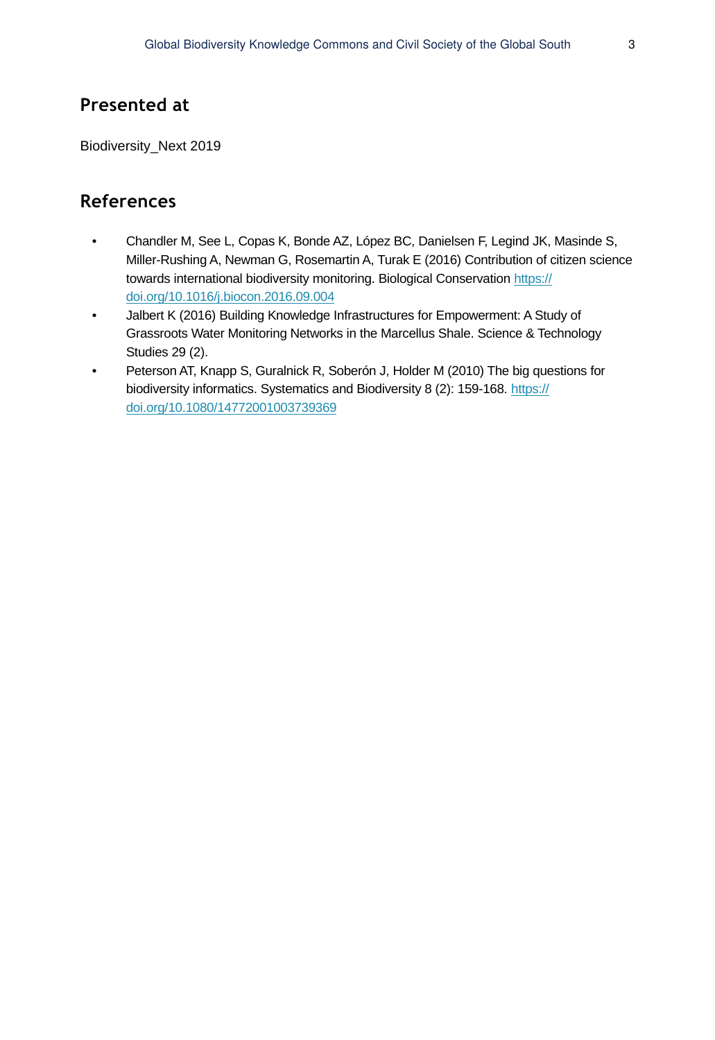## Presented at

Biodiversity_Next 2019

## References

- Chandler M, See L, Copas K, Bonde AZ, López BC, Danielsen F, Legind JK, Masinde S, Miller-Rushing A, Newman G, Rosemartin A, Turak E (2016) Contribution of citizen science towards international biodiversity monitoring. Biological Conservation https://doi.org/10.1016/j.biocon.2016.09.004
- Jalbert K (2016) Building Knowledge Infrastructures for Empowerment: A Study of Grassroots Water Monitoring Networks in the Marcellus Shale. Science & Technology Studies 29 (2).
- Peterson AT, Knapp S, Guralnick R, Soberón J, Holder M (2010) The big questions for biodiversity informatics. Systematics and Biodiversity 8 (2): 159-168. https://doi.org/10.1080/14772001003739369